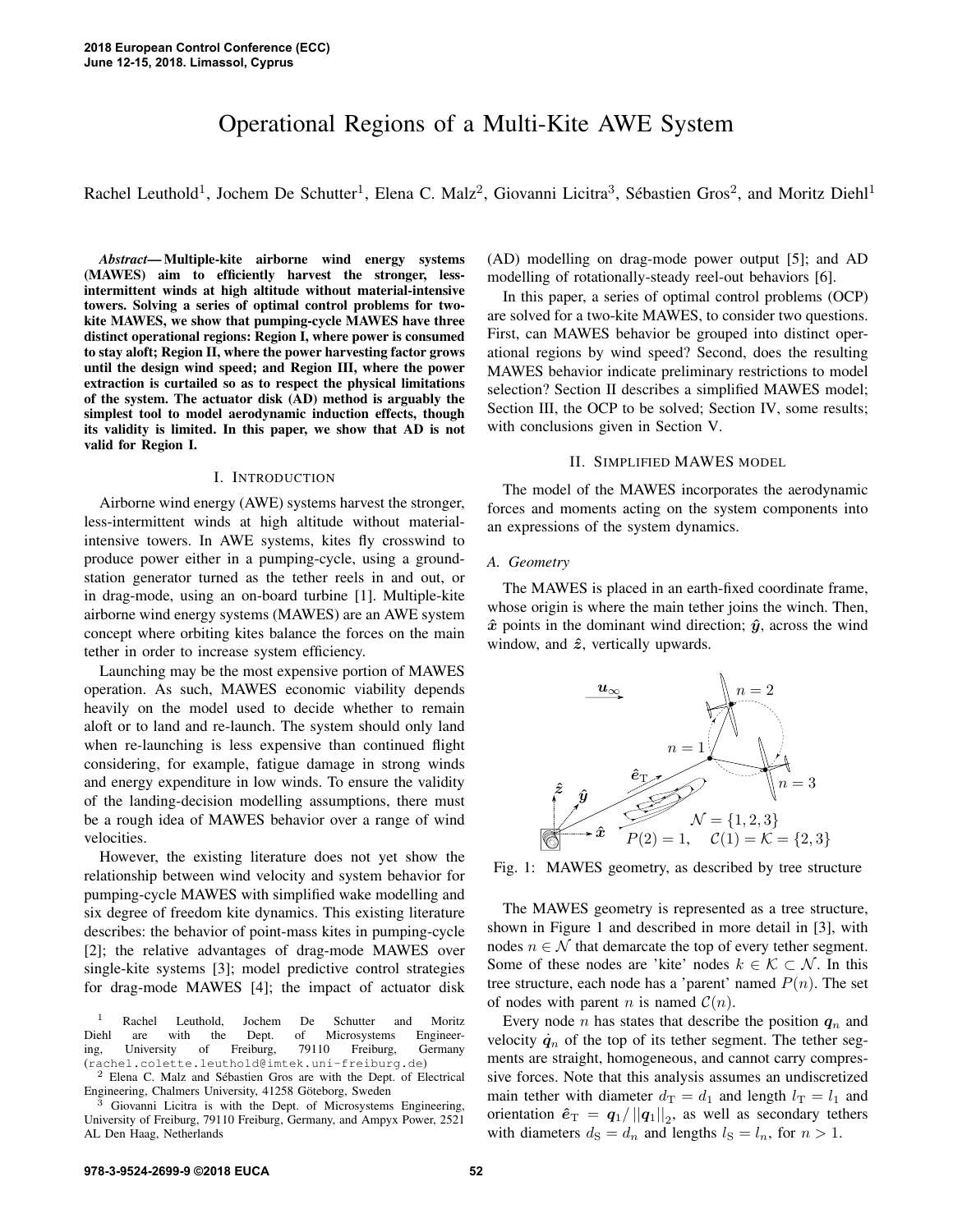# Operational Regions of a Multi-Kite AWE System

Rachel Leuthold[1], Jochem De Schutter[1], Elena C. Malz[2], Giovanni Licitra[3], Sébastien Gros[2], and Moritz Diehl[1]

***Abstract*— Multiple-kite airborne wind energy systems (MAWES) aim to efficiently harvest the stronger, less-intermittent winds at high altitude without material-intensive towers. Solving a series of optimal control problems for two-kite MAWES, we show that pumping-cycle MAWES have three distinct operational regions: Region I, where power is consumed to stay aloft; Region II, where the power harvesting factor grows until the design wind speed; and Region III, where the power extraction is curtailed so as to respect the physical limitations of the system. The actuator disk (AD) method is arguably the simplest tool to model aerodynamic induction effects, though its validity is limited. In this paper, we show that AD is not valid for Region I.**

## I. Introduction

Airborne wind energy (AWE) systems harvest the stronger, less-intermittent winds at high altitude without material-intensive towers. In AWE systems, kites fly crosswind to produce power either in a pumping-cycle, using a ground-station generator turned as the tether reels in and out, or in drag-mode, using an on-board turbine [1]. Multiple-kite airborne wind energy systems (MAWES) are an AWE system concept where orbiting kites balance the forces on the main tether in order to increase system efficiency.

Launching may be the most expensive portion of MAWES operation. As such, MAWES economic viability depends heavily on the model used to decide whether to remain aloft or to land and re-launch. The system should only land when re-launching is less expensive than continued flight considering, for example, fatigue damage in strong winds and energy expenditure in low winds. To ensure the validity of the landing-decision modelling assumptions, there must be a rough idea of MAWES behavior over a range of wind velocities.

However, the existing literature does not yet show the relationship between wind velocity and system behavior for pumping-cycle MAWES with simplified wake modelling and six degree of freedom kite dynamics. This existing literature describes: the behavior of point-mass kites in pumping-cycle [2]; the relative advantages of drag-mode MAWES over single-kite systems [3]; model predictive control strategies for drag-mode MAWES [4]; the impact of actuator disk (AD) modelling on drag-mode power output [5]; and AD modelling of rotationally-steady reel-out behaviors [6].

In this paper, a series of optimal control problems (OCP) are solved for a two-kite MAWES, to consider two questions. First, can MAWES behavior be grouped into distinct operational regions by wind speed? Second, does the resulting MAWES behavior indicate preliminary restrictions to model selection? Section II describes a simplified MAWES model; Section III, the OCP to be solved; Section IV, some results; with conclusions given in Section V.

## II. Simplified MAWES model

The model of the MAWES incorporates the aerodynamic forces and moments acting on the system components into an expressions of the system dynamics.

### A. Geometry

The MAWES is placed in an earth-fixed coordinate frame, whose origin is where the main tether joins the winch. Then, $\hat{\boldsymbol{x}}$ points in the dominant wind direction; $\hat{\boldsymbol{y}}$, across the wind window, and $\hat{\boldsymbol{z}}$, vertically upwards.

Fig. 1: MAWES geometry, as described by tree structure

The MAWES geometry is represented as a tree structure, shown in Figure 1 and described in more detail in [3], with nodes $n \in \mathcal{N}$ that demarcate the top of every tether segment. Some of these nodes are 'kite' nodes $k \in \mathcal{K} \subset \mathcal{N}$. In this tree structure, each node has a 'parent' named $P(n)$. The set of nodes with parent $n$ is named $\mathcal{C}(n)$.

Every node $n$ has states that describe the position $\boldsymbol{q}_n$ and velocity $\dot{\boldsymbol{q}}_n$ of the top of its tether segment. The tether segments are straight, homogeneous, and cannot carry compressive forces. Note that this analysis assumes an undiscretized main tether with diameter $d_\mathrm{T} = d_1$ and length $l_\mathrm{T} = l_1$ and orientation $\hat{\boldsymbol{e}}_\mathrm{T} = \boldsymbol{q}_1 / ||\boldsymbol{q}_1||_2$, as well as secondary tethers with diameters $d_\mathrm{S} = d_n$ and lengths $l_\mathrm{S} = l_n$, for $n > 1$.

---

[1] Rachel Leuthold, Jochem De Schutter and Moritz Diehl are with the Dept. of Microsystems Engineering, University of Freiburg, 79110 Freiburg, Germany (rachel.colette.leuthold@imtek.uni-freiburg.de)

[2] Elena C. Malz and Sébastien Gros are with the Dept. of Electrical Engineering, Chalmers University, 41258 Göteborg, Sweden

[3] Giovanni Licitra is with the Dept. of Microsystems Engineering, University of Freiburg, 79110 Freiburg, Germany, and Ampyx Power, 2521 AL Den Haag, Netherlands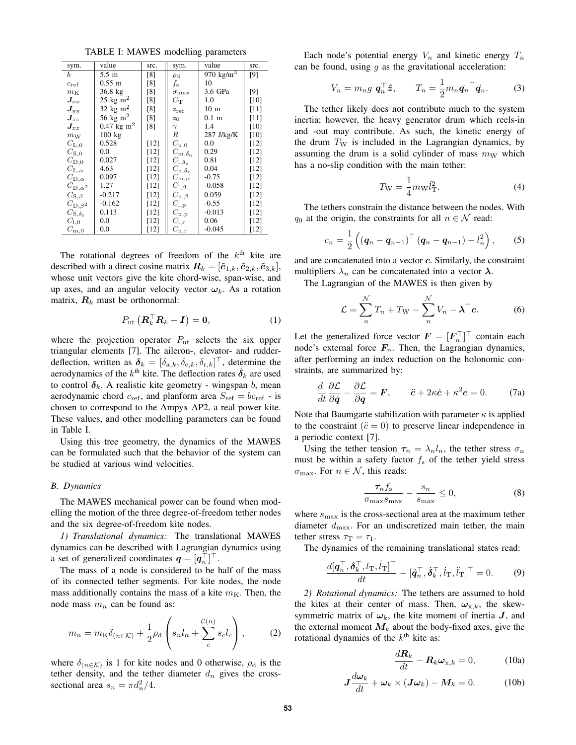TABLE I: MAWES modelling parameters

| sym. | value | src. | sym. | value | src. |
|---|---|---|---|---|---|
| $b$ | 5.5 m | [8] | $\rho_\mathrm{d}$ | 970 kg/m$^3$ | [9] |
| $c_\mathrm{ref}$ | 0.55 m | [8] | $f_\mathrm{s}$ | 10 | |
| $m_\mathrm{K}$ | 36.8 kg | [8] | $\sigma_\mathrm{max}$ | 3.6 GPa | [9] |
| $\boldsymbol{J}_{xx}$ | 25 kg m$^2$ | [8] | $C_\mathrm{T}$ | 1.0 | [10] |
| $\boldsymbol{J}_{yy}$ | 32 kg m$^2$ | [8] | $z_\mathrm{ref}$ | 10 m | [11] |
| $\boldsymbol{J}_{zz}$ | 56 kg m$^2$ | [8] | $z_0$ | 0.1 m | [11] |
| $\boldsymbol{J}_{xz}$ | 0.47 kg m$^2$ | [8] | $\gamma$ | 1.4 | [10] |
| $m_\mathrm{W}$ | 100 kg | | $R$ | 287 J/kg/K | [10] |
| $C_{\mathrm{L},0}$ | 0.528 | [12] | $C_{\mathrm{n},0}$ | 0.0 | [12] |
| $C_{\mathrm{S},0}$ | 0.0 | [12] | $C_{\mathrm{m},\delta_\mathrm{a}}$ | 0.29 | [12] |
| $C_{\mathrm{D},0}$ | 0.027 | [12] | $C_{\mathrm{l},\delta_\mathrm{e}}$ | 0.81 | [12] |
| $C_{\mathrm{L},\alpha}$ | 4.63 | [12] | $C_{\mathrm{n},\delta_\mathrm{r}}$ | 0.04 | [12] |
| $C_{\mathrm{D},\alpha}$ | 0.097 | [12] | $C_{\mathrm{m},\alpha}$ | -0.75 | [12] |
| $C_{\mathrm{D},\alpha^2}$ | 1.27 | [12] | $C_{\mathrm{l},\beta}$ | -0.058 | [12] |
| $C_{\mathrm{S},\beta}$ | -0.217 | [12] | $C_{\mathrm{n},\beta}$ | 0.059 | [12] |
| $C_{\mathrm{D},\beta^2}$ | -0.162 | [12] | $C_{\mathrm{l},\mathrm{p}}$ | -0.55 | [12] |
| $C_{\mathrm{S},\delta_\mathrm{r}}$ | 0.113 | [12] | $C_{\mathrm{n},\mathrm{p}}$ | -0.013 | [12] |
| $C_{\mathrm{l},0}$ | 0.0 | [12] | $C_{\mathrm{l},\mathrm{r}}$ | 0.06 | [12] |
| $C_{\mathrm{m},0}$ | 0.0 | [12] | $C_{\mathrm{n},\mathrm{r}}$ | -0.045 | [12] |

The rotational degrees of freedom of the $k^\mathrm{th}$ kite are described with a direct cosine matrix $\boldsymbol{R}_k = [\hat{\boldsymbol{e}}_{1,k}, \hat{\boldsymbol{e}}_{2,k}, \hat{\boldsymbol{e}}_{3,k}]$, whose unit vectors give the kite chord-wise, span-wise, and up axes, and an angular velocity vector $\boldsymbol{\omega}_k$. As a rotation matrix, $\boldsymbol{R}_k$ must be orthonormal:

$$P_\mathrm{ut}\left(\boldsymbol{R}_k^\top \boldsymbol{R}_k - \boldsymbol{I}\right) = \boldsymbol{0}, \tag{1}$$

where the projection operator $P_\mathrm{ut}$ selects the six upper triangular elements [7]. The aileron-, elevator- and rudder-deflection, written as $\boldsymbol{\delta}_k = [\delta_{\mathrm{a},k}, \delta_{\mathrm{e},k}, \delta_{\mathrm{r},k}]^\top$, determine the aerodynamics of the $k^\mathrm{th}$ kite. The deflection rates $\dot{\boldsymbol{\delta}}_k$ are used to control $\boldsymbol{\delta}_k$. A realistic kite geometry - wingspan $b$, mean aerodynamic chord $c_\mathrm{ref}$, and planform area $S_\mathrm{ref} = bc_\mathrm{ref}$ - is chosen to correspond to the Ampyx AP2, a real power kite. These values, and other modelling parameters can be found in Table I.

Using this tree geometry, the dynamics of the MAWES can be formulated such that the behavior of the system can be studied at various wind velocities.

### B. Dynamics

The MAWES mechanical power can be found when modelling the motion of the three degree-of-freedom tether nodes and the six degree-of-freedom kite nodes.

*1) Translational dynamics:* The translational MAWES dynamics can be described with Lagrangian dynamics using a set of generalized coordinates $\boldsymbol{q} = [\boldsymbol{q}_n^\top]^\top$.

The mass of a node is considered to be half of the mass of its connected tether segments. For kite nodes, the node mass additionally contains the mass of a kite $m_\mathrm{K}$. Then, the node mass $m_n$ can be found as:

$$m_n = m_\mathrm{K}\delta_{(n\in\mathcal{K})} + \frac{1}{2}\rho_\mathrm{d}\left(s_n l_n + \sum_c^{\mathcal{C}(n)} s_c l_c\right), \tag{2}$$

where $\delta_{(n\in\mathcal{K})}$ is 1 for kite nodes and 0 otherwise, $\rho_\mathrm{d}$ is the tether density, and the tether diameter $d_n$ gives the cross-sectional area $s_n = \pi d_n^2/4$.

Each node's potential energy $V_n$ and kinetic energy $T_n$ can be found, using $g$ as the gravitational acceleration:

$$V_n = m_n g\ \boldsymbol{q}_n^\top \hat{\boldsymbol{z}}, \qquad T_n = \frac{1}{2} m_n \dot{\boldsymbol{q}}_n{}^\top \dot{\boldsymbol{q}}_n. \tag{3}$$

The tether likely does not contribute much to the system inertia; however, the heavy generator drum which reels-in and -out may contribute. As such, the kinetic energy of the drum $T_\mathrm{W}$ is included in the Lagrangian dynamics, by assuming the drum is a solid cylinder of mass $m_\mathrm{W}$ which has a no-slip condition with the main tether:

$$T_\mathrm{W} = \frac{1}{4} m_\mathrm{W} \dot{l}_\mathrm{T}^2. \tag{4}$$

The tethers constrain the distance between the nodes. With $q_0$ at the origin, the constraints for all $n \in \mathcal{N}$ read:

$$c_n = \frac{1}{2}\left(\left(\boldsymbol{q}_n - \boldsymbol{q}_{n-1}\right)^\top \left(\boldsymbol{q}_n - \boldsymbol{q}_{n-1}\right) - l_n^2\right), \tag{5}$$

and are concatenated into a vector $\boldsymbol{c}$. Similarly, the constraint multipliers $\lambda_n$ can be concatenated into a vector $\boldsymbol{\lambda}$.

The Lagrangian of the MAWES is then given by

$$\mathcal{L} = \sum_n^{\mathcal{N}} T_n + T_\mathrm{W} - \sum_n^{\mathcal{N}} V_n - \boldsymbol{\lambda}^\top \boldsymbol{c}. \tag{6}$$

Let the generalized force vector $\boldsymbol{F} = [\boldsymbol{F}_n^\top]^\top$ contain each node's external force $\boldsymbol{F}_n$. Then, the Lagrangian dynamics, after performing an index reduction on the holonomic constraints, are summarized by:

$$\frac{d}{dt}\frac{\partial \mathcal{L}}{\partial \dot{\boldsymbol{q}}} - \frac{\partial \mathcal{L}}{\partial \boldsymbol{q}} = \boldsymbol{F}, \qquad \ddot{\boldsymbol{c}} + 2\kappa\dot{\boldsymbol{c}} + \kappa^2 \boldsymbol{c} = 0. \tag{7a}$$

Note that Baumgarte stabilization with parameter $\kappa$ is applied to the constraint ($\ddot{c} = 0$) to preserve linear independence in a periodic context [7].

Using the tether tension $\boldsymbol{\tau}_n = \lambda_n l_n$, the tether stress $\sigma_n$ must be within a safety factor $f_\mathrm{s}$ of the tether yield stress $\sigma_\mathrm{max}$. For $n \in \mathcal{N}$, this reads:

$$\frac{\boldsymbol{\tau}_n f_\mathrm{s}}{\sigma_\mathrm{max} s_\mathrm{max}} - \frac{s_n}{s_\mathrm{max}} \leq 0, \tag{8}$$

where $s_\mathrm{max}$ is the cross-sectional area at the maximum tether diameter $d_\mathrm{max}$. For an undiscretized main tether, the main tether stress $\tau_\mathrm{T} = \tau_1$.

The dynamics of the remaining translational states read:

$$\frac{d[\boldsymbol{q}_n^\top, \boldsymbol{\delta}_k^\top, l_\mathrm{T}, \dot{l}_\mathrm{T}]^\top}{dt} - [\dot{\boldsymbol{q}}_n^\top, \dot{\boldsymbol{\delta}}_k^\top, \dot{l}_\mathrm{T}, \ddot{l}_\mathrm{T}]^\top = 0. \tag{9}$$

*2) Rotational dynamics:* The tethers are assumed to hold the kites at their center of mass. Then, $\boldsymbol{\omega}_{\mathrm{x},k}$, the skew-symmetric matrix of $\boldsymbol{\omega}_k$, the kite moment of inertia $\boldsymbol{J}$, and the external moment $\boldsymbol{M}_k$ about the body-fixed axes, give the rotational dynamics of the $k^\mathrm{th}$ kite as:

$$\frac{d\boldsymbol{R}_k}{dt} - \boldsymbol{R}_k \boldsymbol{\omega}_{\mathrm{x},k} = 0, \tag{10a}$$

$$\boldsymbol{J}\frac{d\boldsymbol{\omega}_k}{dt} + \boldsymbol{\omega}_k \times (\boldsymbol{J}\boldsymbol{\omega}_k) - \boldsymbol{M}_k = 0. \tag{10b}$$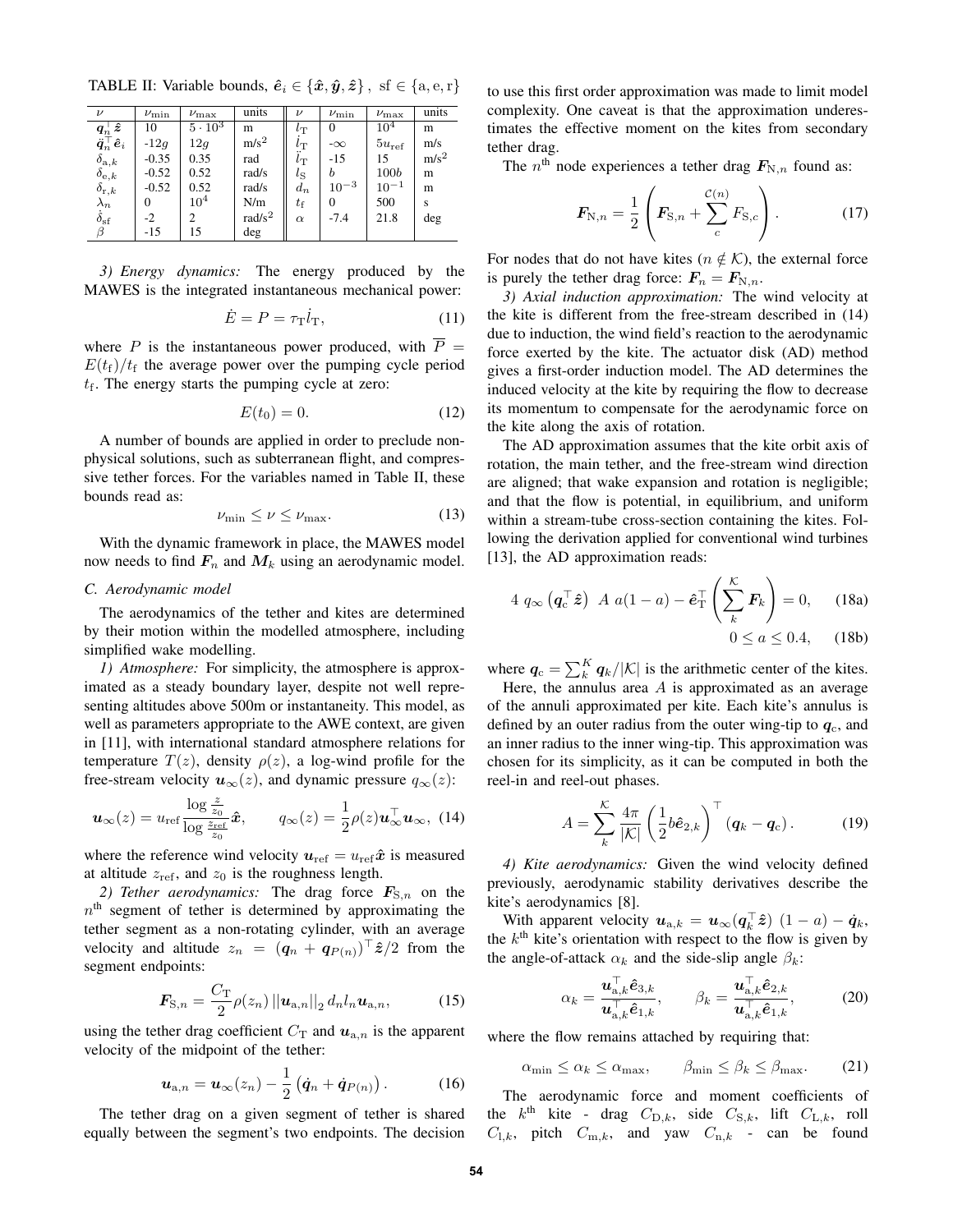TABLE II: Variable bounds, $\hat{\boldsymbol{e}}_i \in \{\hat{\boldsymbol{x}}, \hat{\boldsymbol{y}}, \hat{\boldsymbol{z}}\}$, $\mathrm{sf} \in \{\mathrm{a}, \mathrm{e}, \mathrm{r}\}$

| $\nu$ | $\nu_{\min}$ | $\nu_{\max}$ | units | $\nu$ | $\nu_{\min}$ | $\nu_{\max}$ | units |
|---|---|---|---|---|---|---|---|
| $\boldsymbol{q}_n^\top \hat{\boldsymbol{z}}$ | 10 | $5 \cdot 10^3$ | m | $l_\mathrm{T}$ | 0 | $10^4$ | m |
| $\ddot{\boldsymbol{q}}_n^\top \hat{\boldsymbol{e}}_i$ | -12$g$ | 12$g$ | m/s$^2$ | $\dot{l}_\mathrm{T}$ | $-\infty$ | $5 u_\mathrm{ref}$ | m/s |
| $\delta_{\mathrm{a},k}$ | -0.35 | 0.35 | rad | $\ddot{l}_\mathrm{T}$ | -15 | 15 | m/s$^2$ |
| $\delta_{\mathrm{e},k}$ | -0.52 | 0.52 | rad/s | $l_\mathrm{S}$ | $b$ | 100$b$ | m |
| $\delta_{\mathrm{r},k}$ | -0.52 | 0.52 | rad/s | $d_n$ | $10^{-3}$ | $10^{-1}$ | m |
| $\lambda_n$ | 0 | $10^4$ | N/m | $t_\mathrm{f}$ | 0 | 500 | s |
| $\dot{\delta}_\mathrm{sf}$ | -2 | 2 | rad/s$^2$ | $\alpha$ | -7.4 | 21.8 | deg |
| $\beta$ | -15 | 15 | deg | | | | |

*3) Energy dynamics:* The energy produced by the MAWES is the integrated instantaneous mechanical power:

$$\dot{E} = P = \tau_\mathrm{T} \dot{l}_\mathrm{T}, \tag{11}$$

where $P$ is the instantaneous power produced, with $\overline{P} = E(t_\mathrm{f})/t_\mathrm{f}$ the average power over the pumping cycle period $t_\mathrm{f}$. The energy starts the pumping cycle at zero:

$$E(t_0) = 0. \tag{12}$$

A number of bounds are applied in order to preclude non-physical solutions, such as subterranean flight, and compressive tether forces. For the variables named in Table II, these bounds read as:

$$\nu_{\min} \leq \nu \leq \nu_{\max}. \tag{13}$$

With the dynamic framework in place, the MAWES model now needs to find $\boldsymbol{F}_n$ and $\boldsymbol{M}_k$ using an aerodynamic model.

### C. Aerodynamic model

The aerodynamics of the tether and kites are determined by their motion within the modelled atmosphere, including simplified wake modelling.

*1) Atmosphere:* For simplicity, the atmosphere is approximated as a steady boundary layer, despite not well representing altitudes above 500m or instantaneity. This model, as well as parameters appropriate to the AWE context, are given in [11], with international standard atmosphere relations for temperature $T(z)$, density $\rho(z)$, a log-wind profile for the free-stream velocity $\boldsymbol{u}_\infty(z)$, and dynamic pressure $q_\infty(z)$:

$$\boldsymbol{u}_\infty(z) = u_\mathrm{ref} \frac{\log \frac{z}{z_0}}{\log \frac{z_\mathrm{ref}}{z_0}} \hat{\boldsymbol{x}}, \qquad q_\infty(z) = \frac{1}{2} \rho(z) \boldsymbol{u}_\infty^\top \boldsymbol{u}_\infty, \tag{14}$$

where the reference wind velocity $\boldsymbol{u}_\mathrm{ref} = u_\mathrm{ref} \hat{\boldsymbol{x}}$ is measured at altitude $z_\mathrm{ref}$, and $z_0$ is the roughness length.

*2) Tether aerodynamics:* The drag force $\boldsymbol{F}_{\mathrm{S},n}$ on the $n^\mathrm{th}$ segment of tether is determined by approximating the tether segment as a non-rotating cylinder, with an average velocity and altitude $z_n = (\boldsymbol{q}_n + \boldsymbol{q}_{P(n)})^\top \hat{\boldsymbol{z}}/2$ from the segment endpoints:

$$\boldsymbol{F}_{\mathrm{S},n} = \frac{C_\mathrm{T}}{2} \rho(z_n) \left|\left|\boldsymbol{u}_{\mathrm{a},n}\right|\right|_2 d_n l_n \boldsymbol{u}_{\mathrm{a},n}, \tag{15}$$

using the tether drag coefficient $C_\mathrm{T}$ and $\boldsymbol{u}_{\mathrm{a},n}$ is the apparent velocity of the midpoint of the tether:

$$\boldsymbol{u}_{\mathrm{a},n} = \boldsymbol{u}_\infty(z_n) - \frac{1}{2}\left(\dot{\boldsymbol{q}}_n + \dot{\boldsymbol{q}}_{P(n)}\right). \tag{16}$$

The tether drag on a given segment of tether is shared equally between the segment's two endpoints. The decision to use this first order approximation was made to limit model complexity. One caveat is that the approximation underestimates the effective moment on the kites from secondary tether drag.

The $n^\mathrm{th}$ node experiences a tether drag $\boldsymbol{F}_{\mathrm{N},n}$ found as:

$$\boldsymbol{F}_{\mathrm{N},n} = \frac{1}{2}\left(\boldsymbol{F}_{\mathrm{S},n} + \sum_c^{\mathcal{C}(n)} F_{\mathrm{S},c}\right). \tag{17}$$

For nodes that do not have kites ($n \notin \mathcal{K}$), the external force is purely the tether drag force: $\boldsymbol{F}_n = \boldsymbol{F}_{\mathrm{N},n}$.

*3) Axial induction approximation:* The wind velocity at the kite is different from the free-stream described in (14) due to induction, the wind field's reaction to the aerodynamic force exerted by the kite. The actuator disk (AD) method gives a first-order induction model. The AD determines the induced velocity at the kite by requiring the flow to decrease its momentum to compensate for the aerodynamic force on the kite along the axis of rotation.

The AD approximation assumes that the kite orbit axis of rotation, the main tether, and the free-stream wind direction are aligned; that wake expansion and rotation is negligible; and that the flow is potential, in equilibrium, and uniform within a stream-tube cross-section containing the kites. Following the derivation applied for conventional wind turbines [13], the AD approximation reads:

$$4\ q_\infty\left(\boldsymbol{q}_\mathrm{c}^\top \hat{\boldsymbol{z}}\right)\ A\ a(1-a) - \hat{\boldsymbol{e}}_\mathrm{T}^\top\left(\sum_k^{\mathcal{K}} \boldsymbol{F}_k\right) = 0, \tag{18a}$$

$$0 \leq a \leq 0.4, \tag{18b}$$

where $\boldsymbol{q}_\mathrm{c} = \sum_k^K \boldsymbol{q}_k / |\mathcal{K}|$ is the arithmetic center of the kites.

Here, the annulus area $A$ is approximated as an average of the annuli approximated per kite. Each kite's annulus is defined by an outer radius from the outer wing-tip to $\boldsymbol{q}_\mathrm{c}$, and an inner radius to the inner wing-tip. This approximation was chosen for its simplicity, as it can be computed in both the reel-in and reel-out phases.

$$A = \sum_k^{\mathcal{K}} \frac{4\pi}{|\mathcal{K}|}\left(\frac{1}{2} b \hat{\boldsymbol{e}}_{2,k}\right)^\top (\boldsymbol{q}_k - \boldsymbol{q}_\mathrm{c}). \tag{19}$$

*4) Kite aerodynamics:* Given the wind velocity defined previously, aerodynamic stability derivatives describe the kite's aerodynamics [8].

With apparent velocity $\boldsymbol{u}_{\mathrm{a},k} = \boldsymbol{u}_\infty(\boldsymbol{q}_k^\top \hat{\boldsymbol{z}})\ (1-a) - \dot{\boldsymbol{q}}_k$, the $k^\mathrm{th}$ kite's orientation with respect to the flow is given by the angle-of-attack $\alpha_k$ and the side-slip angle $\beta_k$:

$$\alpha_k = \frac{\boldsymbol{u}_{\mathrm{a},k}^\top \hat{\boldsymbol{e}}_{3,k}}{\boldsymbol{u}_{\mathrm{a},k}^\top \hat{\boldsymbol{e}}_{1,k}}, \qquad \beta_k = \frac{\boldsymbol{u}_{\mathrm{a},k}^\top \hat{\boldsymbol{e}}_{2,k}}{\boldsymbol{u}_{\mathrm{a},k}^\top \hat{\boldsymbol{e}}_{1,k}}, \tag{20}$$

where the flow remains attached by requiring that:

$$\alpha_{\min} \leq \alpha_k \leq \alpha_{\max}, \qquad \beta_{\min} \leq \beta_k \leq \beta_{\max}. \tag{21}$$

The aerodynamic force and moment coefficients of the $k^\mathrm{th}$ kite - drag $C_{\mathrm{D},k}$, side $C_{\mathrm{S},k}$, lift $C_{\mathrm{L},k}$, roll $C_{\mathrm{l},k}$, pitch $C_{\mathrm{m},k}$, and yaw $C_{\mathrm{n},k}$ - can be found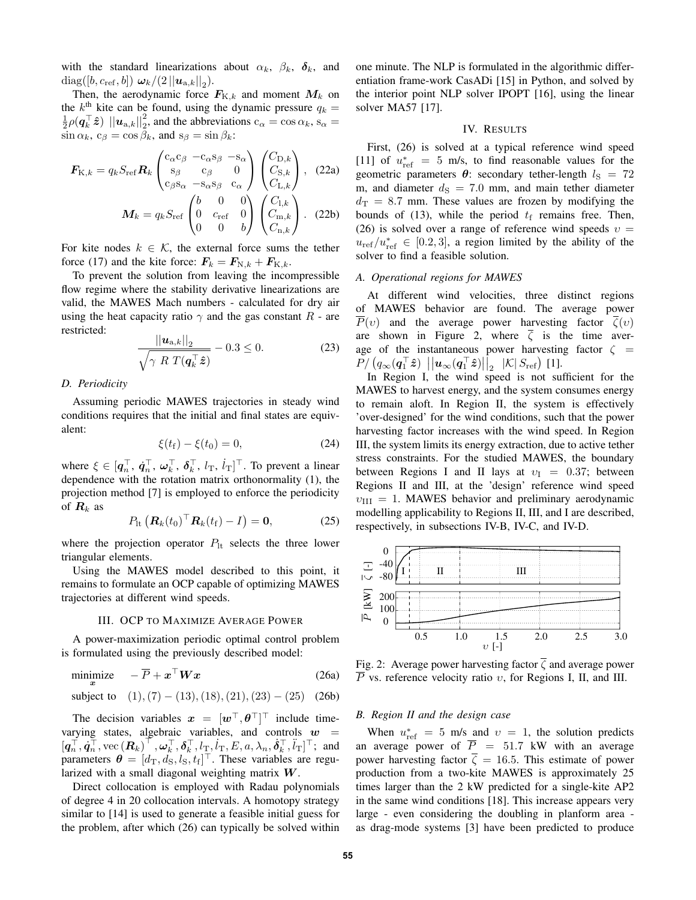with the standard linearizations about $\alpha_k$, $\beta_k$, $\boldsymbol{\delta}_k$, and $\mathrm{diag}([b, c_{\mathrm{ref}}, b])\ \boldsymbol{\omega}_k / (2\,||\boldsymbol{u}_{\mathrm{a},k}||_2)$.

Then, the aerodynamic force $\boldsymbol{F}_{\mathrm{K},k}$ and moment $\boldsymbol{M}_k$ on the $k^{\mathrm{th}}$ kite can be found, using the dynamic pressure $q_k = \frac{1}{2}\rho(\boldsymbol{q}_k^\top \hat{\boldsymbol{z}})\ ||\boldsymbol{u}_{\mathrm{a},k}||_2^2$, and the abbreviations $\mathrm{c}_\alpha = \cos\alpha_k$, $\mathrm{s}_\alpha = \sin\alpha_k$, $\mathrm{c}_\beta = \cos\beta_k$, and $\mathrm{s}_\beta = \sin\beta_k$:

$$\boldsymbol{F}_{\mathrm{K},k} = q_k S_{\mathrm{ref}} \boldsymbol{R}_k \begin{pmatrix} \mathrm{c}_\alpha \mathrm{c}_\beta & -\mathrm{c}_\alpha \mathrm{s}_\beta & -\mathrm{s}_\alpha \\ \mathrm{s}_\beta & \mathrm{c}_\beta & 0 \\ \mathrm{c}_\beta \mathrm{s}_\alpha & -\mathrm{s}_\alpha \mathrm{s}_\beta & \mathrm{c}_\alpha \end{pmatrix} \begin{pmatrix} C_{\mathrm{D},k} \\ C_{\mathrm{S},k} \\ C_{\mathrm{L},k} \end{pmatrix}, \quad \text{(22a)}$$

$$\boldsymbol{M}_k = q_k S_{\mathrm{ref}} \begin{pmatrix} b & 0 & 0 \\ 0 & c_{\mathrm{ref}} & 0 \\ 0 & 0 & b \end{pmatrix} \begin{pmatrix} C_{\mathrm{l},k} \\ C_{\mathrm{m},k} \\ C_{\mathrm{n},k} \end{pmatrix}. \quad \text{(22b)}$$

For kite nodes $k \in \mathcal{K}$, the external force sums the tether force (17) and the kite force: $\boldsymbol{F}_k = \boldsymbol{F}_{\mathrm{N},k} + \boldsymbol{F}_{\mathrm{K},k}$.

To prevent the solution from leaving the incompressible flow regime where the stability derivative linearizations are valid, the MAWES Mach numbers - calculated for dry air using the heat capacity ratio $\gamma$ and the gas constant $R$ - are restricted:

$$\frac{||\boldsymbol{u}_{\mathrm{a},k}||_2}{\sqrt{\gamma\ R\ T(\boldsymbol{q}_k^\top \hat{\boldsymbol{z}})}} - 0.3 \leq 0. \quad (23)$$

### D. Periodicity

Assuming periodic MAWES trajectories in steady wind conditions requires that the initial and final states are equivalent:

$$\xi(t_{\mathrm{f}}) - \xi(t_0) = 0, \quad (24)$$

where $\xi \in [\boldsymbol{q}_n^\top,\ \dot{\boldsymbol{q}}_n^\top,\ \boldsymbol{\omega}_k^\top,\ \boldsymbol{\delta}_k^\top,\ l_{\mathrm{T}},\ \dot{l}_{\mathrm{T}}]^\top$. To prevent a linear dependence with the rotation matrix orthonormality (1), the projection method [7] is employed to enforce the periodicity of $\boldsymbol{R}_k$ as

$$P_{\mathrm{lt}}\left(\boldsymbol{R}_k(t_0)^\top \boldsymbol{R}_k(t_{\mathrm{f}}) - I\right) = \boldsymbol{0}, \quad (25)$$

where the projection operator $P_{\mathrm{lt}}$ selects the three lower triangular elements.

Using the MAWES model described to this point, it remains to formulate an OCP capable of optimizing MAWES trajectories at different wind speeds.

## III. OCP to Maximize Average Power

A power-maximization periodic optimal control problem is formulated using the previously described model:

$$\underset{\boldsymbol{x}}{\text{minimize}} \quad -\overline{P} + \boldsymbol{x}^\top \boldsymbol{W} \boldsymbol{x} \quad \text{(26a)}$$

$$\text{subject to} \quad (1), (7)-(13), (18), (21), (23)-(25) \quad \text{(26b)}$$

The decision variables $\boldsymbol{x} = [\boldsymbol{w}^\top, \boldsymbol{\theta}^\top]^\top$ include time-varying states, algebraic variables, and controls $\boldsymbol{w} = [\boldsymbol{q}_n^\top, \dot{\boldsymbol{q}}_n^\top, \mathrm{vec}(\boldsymbol{R}_k)^\top, \boldsymbol{\omega}_k^\top, \boldsymbol{\delta}_k^\top, l_{\mathrm{T}}, \dot{l}_{\mathrm{T}}, E, a, \lambda_n, \dot{\boldsymbol{\delta}}_k^\top, \ddot{l}_{\mathrm{T}}]^\top$; and parameters $\boldsymbol{\theta} = [d_{\mathrm{T}}, d_{\mathrm{S}}, l_{\mathrm{S}}, t_{\mathrm{f}}]^\top$. These variables are regularized with a small diagonal weighting matrix $\boldsymbol{W}$.

Direct collocation is employed with Radau polynomials of degree 4 in 20 collocation intervals. A homotopy strategy similar to [14] is used to generate a feasible initial guess for the problem, after which (26) can typically be solved within one minute. The NLP is formulated in the algorithmic differentiation frame-work CasADi [15] in Python, and solved by the interior point NLP solver IPOPT [16], using the linear solver MA57 [17].

## IV. Results

First, (26) is solved at a typical reference wind speed [11] of $u_{\mathrm{ref}}^* = 5$ m/s, to find reasonable values for the geometric parameters $\boldsymbol{\theta}$: secondary tether-length $l_{\mathrm{S}} = 72$ m, and diameter $d_{\mathrm{S}} = 7.0$ mm, and main tether diameter $d_{\mathrm{T}} = 8.7$ mm. These values are frozen by modifying the bounds of (13), while the period $t_{\mathrm{f}}$ remains free. Then, (26) is solved over a range of reference wind speeds $\upsilon = u_{\mathrm{ref}}/u_{\mathrm{ref}}^* \in [0.2, 3]$, a region limited by the ability of the solver to find a feasible solution.

### A. Operational regions for MAWES

At different wind velocities, three distinct regions of MAWES behavior are found. The average power $\overline{P}(\upsilon)$ and the average power harvesting factor $\overline{\zeta}(\upsilon)$ are shown in Figure 2, where $\overline{\zeta}$ is the time average of the instantaneous power harvesting factor $\zeta = P/\left(q_\infty(\boldsymbol{q}_1^\top \hat{\boldsymbol{z}})\ \left|\left|\boldsymbol{u}_\infty(\boldsymbol{q}_1^\top \hat{\boldsymbol{z}})\right|\right|_2\ |\mathcal{K}|\, S_{\mathrm{ref}}\right)$ [1].

In Region I, the wind speed is not sufficient for the MAWES to harvest energy, and the system consumes energy to remain aloft. In Region II, the system is effectively 'over-designed' for the wind conditions, such that the power harvesting factor increases with the wind speed. In Region III, the system limits its energy extraction, due to active tether stress constraints. For the studied MAWES, the boundary between Regions I and II lays at $\upsilon_{\mathrm{I}} = 0.37$; between Regions II and III, at the 'design' reference wind speed $\upsilon_{\mathrm{III}} = 1$. MAWES behavior and preliminary aerodynamic modelling applicability to Regions II, III, and I are described, respectively, in subsections IV-B, IV-C, and IV-D.

Fig. 2: Average power harvesting factor $\overline{\zeta}$ and average power $\overline{P}$ vs. reference velocity ratio $\upsilon$, for Regions I, II, and III.

### B. Region II and the design case

When $u_{\mathrm{ref}}^* = 5$ m/s and $\upsilon = 1$, the solution predicts an average power of $\overline{P} = 51.7$ kW with an average power harvesting factor $\overline{\zeta} = 16.5$. This estimate of power production from a two-kite MAWES is approximately 25 times larger than the 2 kW predicted for a single-kite AP2 in the same wind conditions [18]. This increase appears very large - even considering the doubling in planform area - as drag-mode systems [3] have been predicted to produce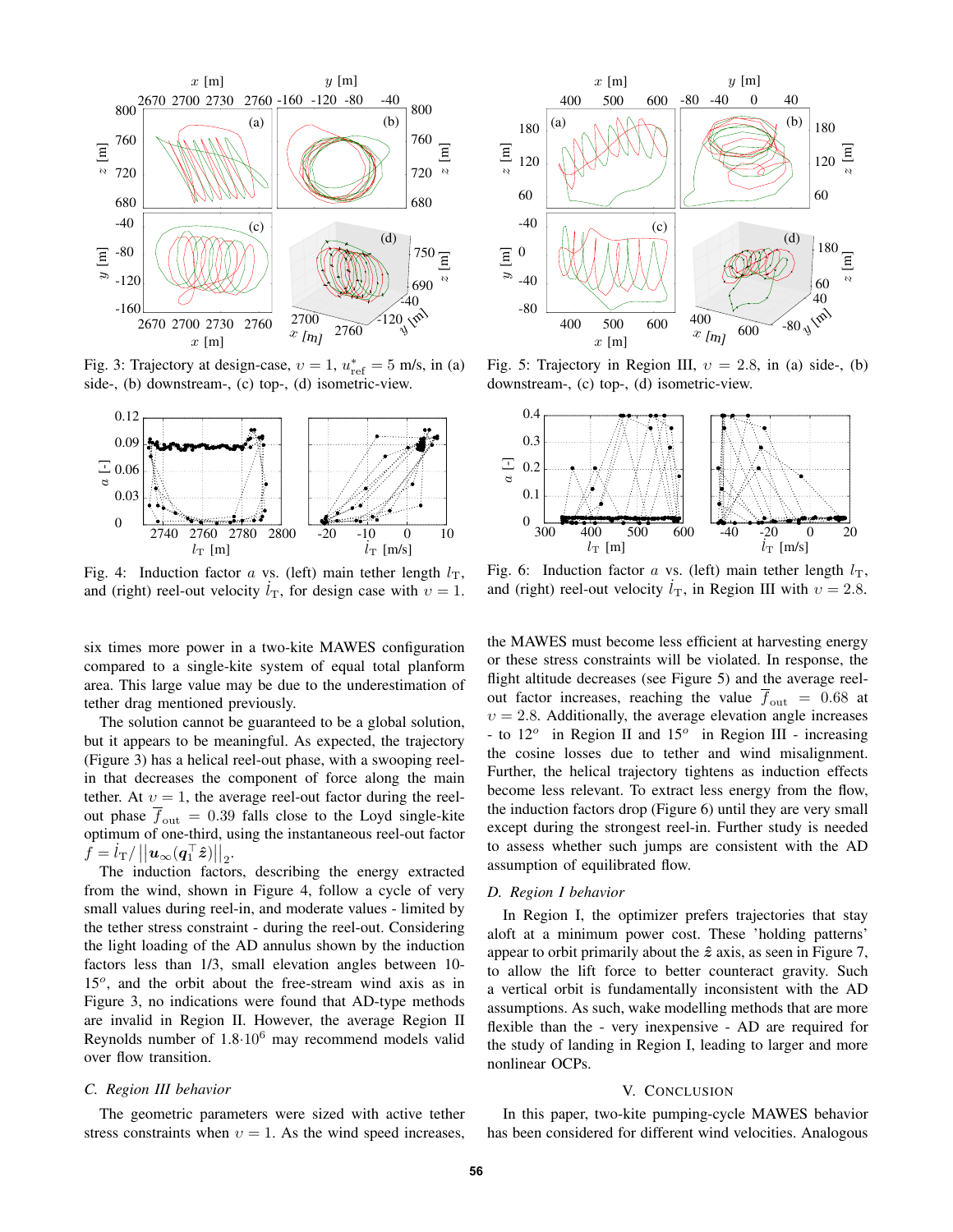Fig. 3: Trajectory at design-case, $\upsilon = 1$, $u^*_{\mathrm{ref}} = 5$ m/s, in (a) side-, (b) downstream-, (c) top-, (d) isometric-view.

Fig. 4: Induction factor $a$ vs. (left) main tether length $l_{\mathrm{T}}$, and (right) reel-out velocity $\dot{l}_{\mathrm{T}}$, for design case with $\upsilon = 1$.

Fig. 5: Trajectory in Region III, $\upsilon = 2.8$, in (a) side-, (b) downstream-, (c) top-, (d) isometric-view.

Fig. 6: Induction factor $a$ vs. (left) main tether length $l_{\mathrm{T}}$, and (right) reel-out velocity $\dot{l}_{\mathrm{T}}$, in Region III with $\upsilon = 2.8$.

six times more power in a two-kite MAWES configuration compared to a single-kite system of equal total planform area. This large value may be due to the underestimation of tether drag mentioned previously.

The solution cannot be guaranteed to be a global solution, but it appears to be meaningful. As expected, the trajectory (Figure 3) has a helical reel-out phase, with a swooping reel-in that decreases the component of force along the main tether. At $\upsilon = 1$, the average reel-out factor during the reel-out phase $\overline{f}_{\mathrm{out}} = 0.39$ falls close to the Loyd single-kite optimum of one-third, using the instantaneous reel-out factor $f = \dot{l}_{\mathrm{T}} / \left|\left|\boldsymbol{u}_\infty (\boldsymbol{q}_1^\top \hat{\boldsymbol{z}})\right|\right|_2$.

The induction factors, describing the energy extracted from the wind, shown in Figure 4, follow a cycle of very small values during reel-in, and moderate values - limited by the tether stress constraint - during the reel-out. Considering the light loading of the AD annulus shown by the induction factors less than 1/3, small elevation angles between 10-15$^o$, and the orbit about the free-stream wind axis as in Figure 3, no indications were found that AD-type methods are invalid in Region II. However, the average Region II Reynolds number of $1.8{\cdot}10^6$ may recommend models valid over flow transition.

### C. Region III behavior

The geometric parameters were sized with active tether stress constraints when $\upsilon = 1$. As the wind speed increases, the MAWES must become less efficient at harvesting energy or these stress constraints will be violated. In response, the flight altitude decreases (see Figure 5) and the average reel-out factor increases, reaching the value $\overline{f}_{\mathrm{out}} = 0.68$ at $\upsilon = 2.8$. Additionally, the average elevation angle increases - to 12$^o$ in Region II and 15$^o$ in Region III - increasing the cosine losses due to tether and wind misalignment. Further, the helical trajectory tightens as induction effects become less relevant. To extract less energy from the flow, the induction factors drop (Figure 6) until they are very small except during the strongest reel-in. Further study is needed to assess whether such jumps are consistent with the AD assumption of equilibrated flow.

### D. Region I behavior

In Region I, the optimizer prefers trajectories that stay aloft at a minimum power cost. These 'holding patterns' appear to orbit primarily about the $\hat{\boldsymbol{z}}$ axis, as seen in Figure 7, to allow the lift force to better counteract gravity. Such a vertical orbit is fundamentally inconsistent with the AD assumptions. As such, wake modelling methods that are more flexible than the - very inexpensive - AD are required for the study of landing in Region I, leading to larger and more nonlinear OCPs.

## V. Conclusion

In this paper, two-kite pumping-cycle MAWES behavior has been considered for different wind velocities. Analogous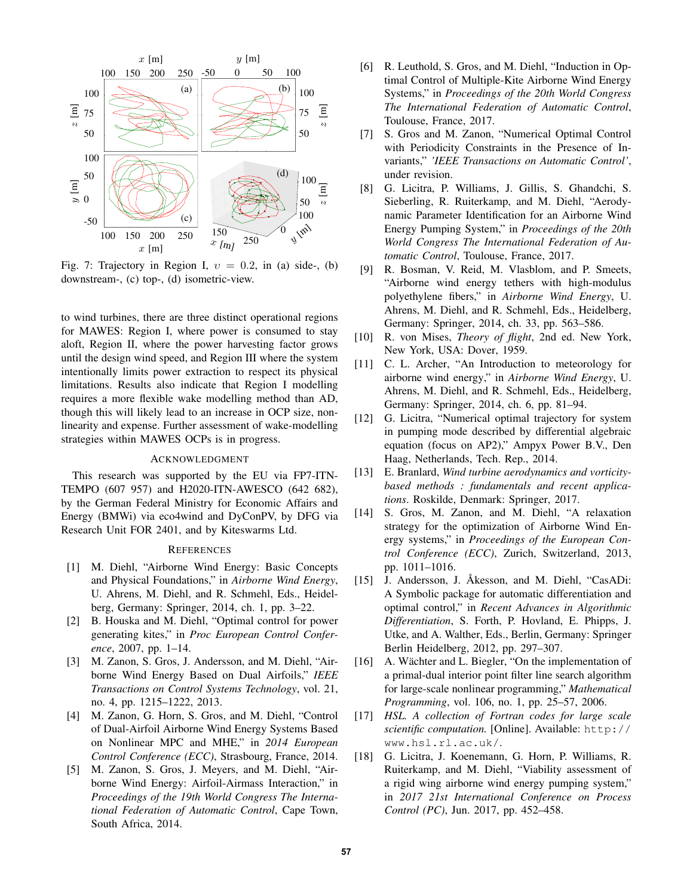x [m]

100 150 200 250

y [m]

-50 0 50 100

z [m]

100 75 50

(a)

(b)

100 75 50

z [m]

y [m]

100 50 0 -50

(c)

100 150 200 250

x [m]

(d)

100 50 z [m]

100 0 y [m]

150 250 x [m]

Fig. 7: Trajectory in Region I, $\upsilon = 0.2$, in (a) side-, (b) downstream-, (c) top-, (d) isometric-view.

to wind turbines, there are three distinct operational regions for MAWES: Region I, where power is consumed to stay aloft, Region II, where the power harvesting factor grows until the design wind speed, and Region III where the system intentionally limits power extraction to respect its physical limitations. Results also indicate that Region I modelling requires a more flexible wake modelling method than AD, though this will likely lead to an increase in OCP size, nonlinearity and expense. Further assessment of wake-modelling strategies within MAWES OCPs is in progress.

## Acknowledgment

This research was supported by the EU via FP7-ITN-TEMPO (607 957) and H2020-ITN-AWESCO (642 682), by the German Federal Ministry for Economic Affairs and Energy (BMWi) via eco4wind and DyConPV, by DFG via Research Unit FOR 2401, and by Kiteswarms Ltd.

## References

[1] M. Diehl, "Airborne Wind Energy: Basic Concepts and Physical Foundations," in *Airborne Wind Energy*, U. Ahrens, M. Diehl, and R. Schmehl, Eds., Heidelberg, Germany: Springer, 2014, ch. 1, pp. 3–22.

[2] B. Houska and M. Diehl, "Optimal control for power generating kites," in *Proc European Control Conference*, 2007, pp. 1–14.

[3] M. Zanon, S. Gros, J. Andersson, and M. Diehl, "Airborne Wind Energy Based on Dual Airfoils," *IEEE Transactions on Control Systems Technology*, vol. 21, no. 4, pp. 1215–1222, 2013.

[4] M. Zanon, G. Horn, S. Gros, and M. Diehl, "Control of Dual-Airfoil Airborne Wind Energy Systems Based on Nonlinear MPC and MHE," in *2014 European Control Conference (ECC)*, Strasbourg, France, 2014.

[5] M. Zanon, S. Gros, J. Meyers, and M. Diehl, "Airborne Wind Energy: Airfoil-Airmass Interaction," in *Proceedings of the 19th World Congress The International Federation of Automatic Control*, Cape Town, South Africa, 2014.

[6] R. Leuthold, S. Gros, and M. Diehl, "Induction in Optimal Control of Multiple-Kite Airborne Wind Energy Systems," in *Proceedings of the 20th World Congress The International Federation of Automatic Control*, Toulouse, France, 2017.

[7] S. Gros and M. Zanon, "Numerical Optimal Control with Periodicity Constraints in the Presence of Invariants," *'IEEE Transactions on Automatic Control'*, under revision.

[8] G. Licitra, P. Williams, J. Gillis, S. Ghandchi, S. Sieberling, R. Ruiterkamp, and M. Diehl, "Aerodynamic Parameter Identification for an Airborne Wind Energy Pumping System," in *Proceedings of the 20th World Congress The International Federation of Automatic Control*, Toulouse, France, 2017.

[9] R. Bosman, V. Reid, M. Vlasblom, and P. Smeets, "Airborne wind energy tethers with high-modulus polyethylene fibers," in *Airborne Wind Energy*, U. Ahrens, M. Diehl, and R. Schmehl, Eds., Heidelberg, Germany: Springer, 2014, ch. 33, pp. 563–586.

[10] R. von Mises, *Theory of flight*, 2nd ed. New York, New York, USA: Dover, 1959.

[11] C. L. Archer, "An Introduction to meteorology for airborne wind energy," in *Airborne Wind Energy*, U. Ahrens, M. Diehl, and R. Schmehl, Eds., Heidelberg, Germany: Springer, 2014, ch. 6, pp. 81–94.

[12] G. Licitra, "Numerical optimal trajectory for system in pumping mode described by differential algebraic equation (focus on AP2)," Ampyx Power B.V., Den Haag, Netherlands, Tech. Rep., 2014.

[13] E. Branlard, *Wind turbine aerodynamics and vorticity-based methods : fundamentals and recent applications*. Roskilde, Denmark: Springer, 2017.

[14] S. Gros, M. Zanon, and M. Diehl, "A relaxation strategy for the optimization of Airborne Wind Energy systems," in *Proceedings of the European Control Conference (ECC)*, Zurich, Switzerland, 2013, pp. 1011–1016.

[15] J. Andersson, J. Åkesson, and M. Diehl, "CasADi: A Symbolic package for automatic differentiation and optimal control," in *Recent Advances in Algorithmic Differentiation*, S. Forth, P. Hovland, E. Phipps, J. Utke, and A. Walther, Eds., Berlin, Germany: Springer Berlin Heidelberg, 2012, pp. 297–307.

[16] A. Wächter and L. Biegler, "On the implementation of a primal-dual interior point filter line search algorithm for large-scale nonlinear programming," *Mathematical Programming*, vol. 106, no. 1, pp. 25–57, 2006.

[17] *HSL. A collection of Fortran codes for large scale scientific computation.* [Online]. Available: http://www.hsl.rl.ac.uk/.

[18] G. Licitra, J. Koenemann, G. Horn, P. Williams, R. Ruiterkamp, and M. Diehl, "Viability assessment of a rigid wing airborne wind energy pumping system," in *2017 21st International Conference on Process Control (PC)*, Jun. 2017, pp. 452–458.